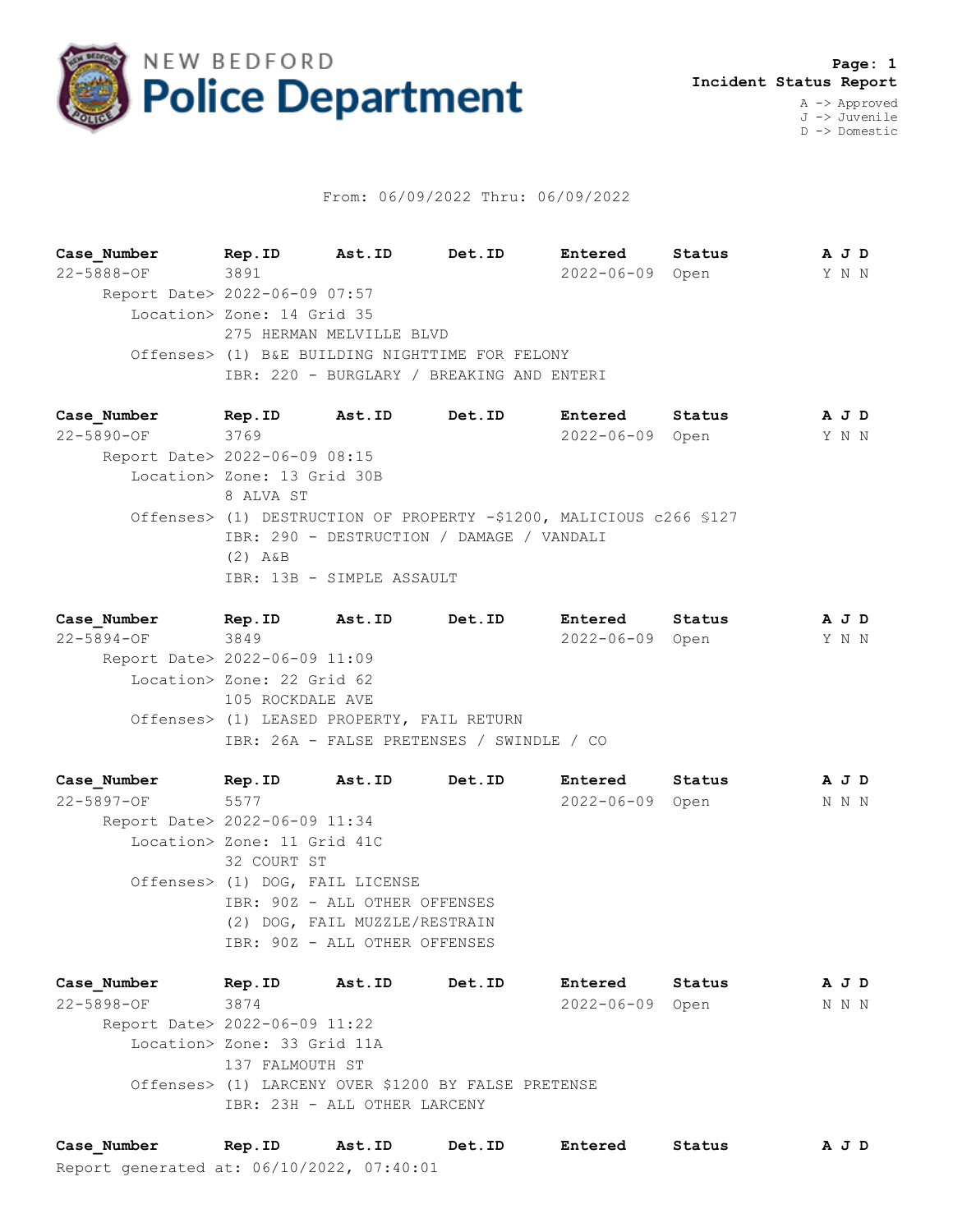# NEW BEDFORD Police Department

**Incident Status Report**

A -> Approved
J -> Juvenile
D -> Domestic

From: 06/09/2022 Thru: 06/09/2022

| Case_Number | Rep.ID | Ast.ID | Det.ID | Entered | Status | A J D |
|---|---|---|---|---|---|---|
| 22-5888-OF | 3891 | | | 2022-06-09 | Open | Y N N |

Report Date> 2022-06-09 07:57
Location> Zone: 14 Grid 35
275 HERMAN MELVILLE BLVD
Offenses> (1) B&E BUILDING NIGHTTIME FOR FELONY
IBR: 220 - BURGLARY / BREAKING AND ENTERI

| Case_Number | Rep.ID | Ast.ID | Det.ID | Entered | Status | A J D |
|---|---|---|---|---|---|---|
| 22-5890-OF | 3769 | | | 2022-06-09 | Open | Y N N |

Report Date> 2022-06-09 08:15
Location> Zone: 13 Grid 30B
8 ALVA ST
Offenses> (1) DESTRUCTION OF PROPERTY -$1200, MALICIOUS c266 §127
IBR: 290 - DESTRUCTION / DAMAGE / VANDALI
(2) A&B
IBR: 13B - SIMPLE ASSAULT

| Case_Number | Rep.ID | Ast.ID | Det.ID | Entered | Status | A J D |
|---|---|---|---|---|---|---|
| 22-5894-OF | 3849 | | | 2022-06-09 | Open | Y N N |

Report Date> 2022-06-09 11:09
Location> Zone: 22 Grid 62
105 ROCKDALE AVE
Offenses> (1) LEASED PROPERTY, FAIL RETURN
IBR: 26A - FALSE PRETENSES / SWINDLE / CO

| Case_Number | Rep.ID | Ast.ID | Det.ID | Entered | Status | A J D |
|---|---|---|---|---|---|---|
| 22-5897-OF | 5577 | | | 2022-06-09 | Open | N N N |

Report Date> 2022-06-09 11:34
Location> Zone: 11 Grid 41C
32 COURT ST
Offenses> (1) DOG, FAIL LICENSE
IBR: 90Z - ALL OTHER OFFENSES
(2) DOG, FAIL MUZZLE/RESTRAIN
IBR: 90Z - ALL OTHER OFFENSES

| Case_Number | Rep.ID | Ast.ID | Det.ID | Entered | Status | A J D |
|---|---|---|---|---|---|---|
| 22-5898-OF | 3874 | | | 2022-06-09 | Open | N N N |

Report Date> 2022-06-09 11:22
Location> Zone: 33 Grid 11A
137 FALMOUTH ST
Offenses> (1) LARCENY OVER $1200 BY FALSE PRETENSE
IBR: 23H - ALL OTHER LARCENY

| Case_Number | Rep.ID | Ast.ID | Det.ID | Entered | Status | A J D |
|---|---|---|---|---|---|---|

Report generated at: 06/10/2022, 07:40:01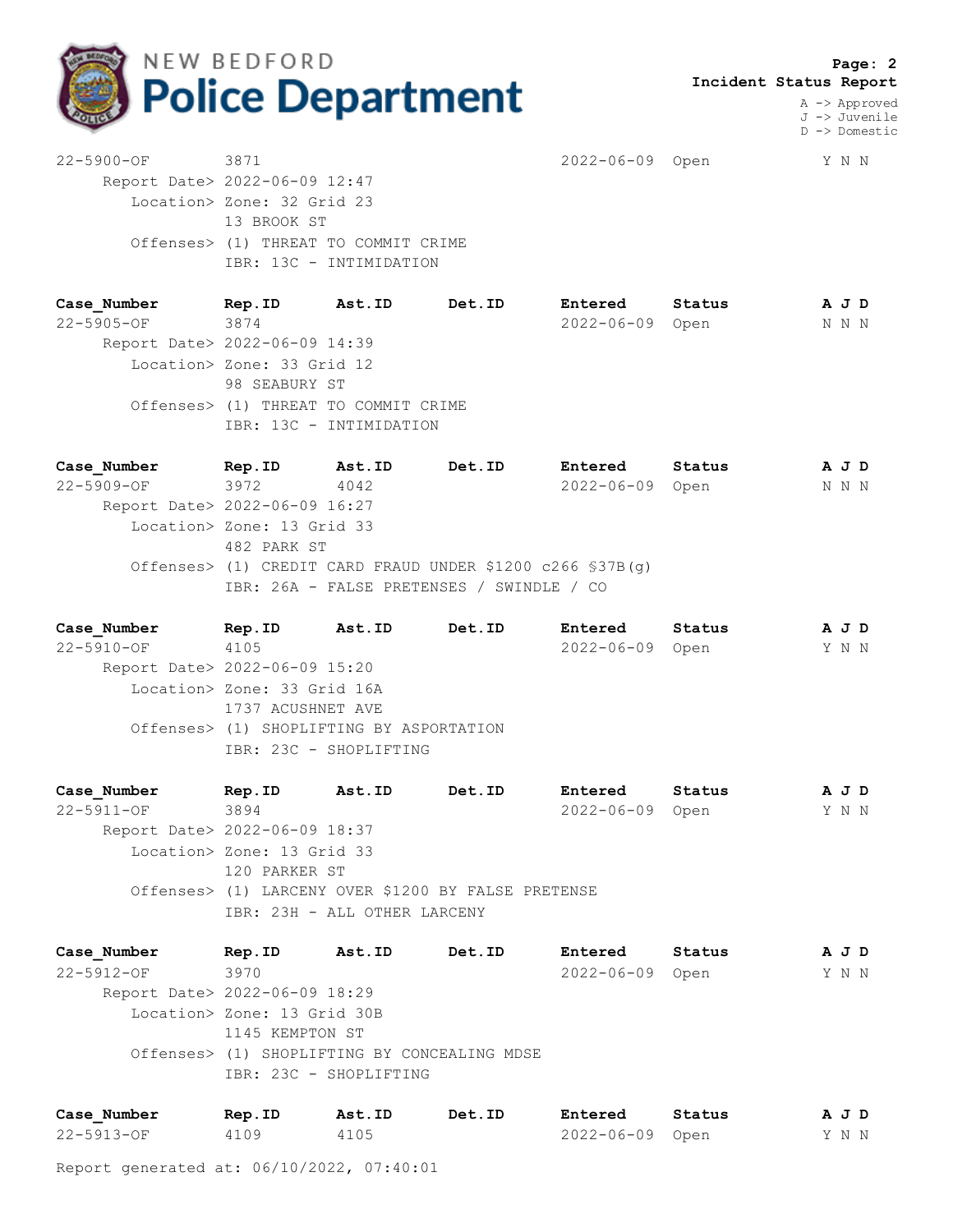**Incident Status Report**

A -> Approved
J -> Juvenile
D -> Domestic

22-5900-OF 3871 2022-06-09 Open Y N N
Report Date> 2022-06-09 12:47
Location> Zone: 32 Grid 23
13 BROOK ST
Offenses> (1) THREAT TO COMMIT CRIME
IBR: 13C - INTIMIDATION

| Case_Number | Rep.ID | Ast.ID | Det.ID | Entered | Status | A J D |
|---|---|---|---|---|---|---|
| 22-5905-OF | 3874 | | | 2022-06-09 | Open | N N N |

Report Date> 2022-06-09 14:39
Location> Zone: 33 Grid 12
98 SEABURY ST
Offenses> (1) THREAT TO COMMIT CRIME
IBR: 13C - INTIMIDATION

| Case_Number | Rep.ID | Ast.ID | Det.ID | Entered | Status | A J D |
|---|---|---|---|---|---|---|
| 22-5909-OF | 3972 | 4042 | | 2022-06-09 | Open | N N N |

Report Date> 2022-06-09 16:27
Location> Zone: 13 Grid 33
482 PARK ST
Offenses> (1) CREDIT CARD FRAUD UNDER $1200 c266 §37B(g)
IBR: 26A - FALSE PRETENSES / SWINDLE / CO

| Case_Number | Rep.ID | Ast.ID | Det.ID | Entered | Status | A J D |
|---|---|---|---|---|---|---|
| 22-5910-OF | 4105 | | | 2022-06-09 | Open | Y N N |

Report Date> 2022-06-09 15:20
Location> Zone: 33 Grid 16A
1737 ACUSHNET AVE
Offenses> (1) SHOPLIFTING BY ASPORTATION
IBR: 23C - SHOPLIFTING

| Case_Number | Rep.ID | Ast.ID | Det.ID | Entered | Status | A J D |
|---|---|---|---|---|---|---|
| 22-5911-OF | 3894 | | | 2022-06-09 | Open | Y N N |

Report Date> 2022-06-09 18:37
Location> Zone: 13 Grid 33
120 PARKER ST
Offenses> (1) LARCENY OVER $1200 BY FALSE PRETENSE
IBR: 23H - ALL OTHER LARCENY

| Case_Number | Rep.ID | Ast.ID | Det.ID | Entered | Status | A J D |
|---|---|---|---|---|---|---|
| 22-5912-OF | 3970 | | | 2022-06-09 | Open | Y N N |

Report Date> 2022-06-09 18:29
Location> Zone: 13 Grid 30B
1145 KEMPTON ST
Offenses> (1) SHOPLIFTING BY CONCEALING MDSE
IBR: 23C - SHOPLIFTING

| Case_Number | Rep.ID | Ast.ID | Det.ID | Entered | Status | A J D |
|---|---|---|---|---|---|---|
| 22-5913-OF | 4109 | 4105 | | 2022-06-09 | Open | Y N N |

Report generated at: 06/10/2022, 07:40:01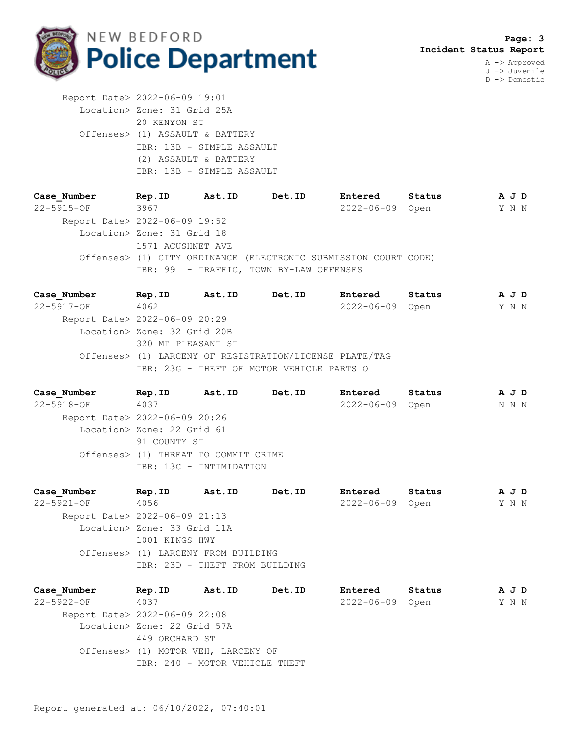Report Date> 2022-06-09 19:01
Location> Zone: 31 Grid 25A
20 KENYON ST
Offenses> (1) ASSAULT & BATTERY
IBR: 13B - SIMPLE ASSAULT
(2) ASSAULT & BATTERY
IBR: 13B - SIMPLE ASSAULT

| Case_Number | Rep.ID | Ast.ID | Det.ID | Entered | Status | A J D |
|---|---|---|---|---|---|---|
| 22-5915-OF | 3967 | | | 2022-06-09 | Open | Y N N |

Report Date> 2022-06-09 19:52
Location> Zone: 31 Grid 18
1571 ACUSHNET AVE
Offenses> (1) CITY ORDINANCE (ELECTRONIC SUBMISSION COURT CODE)
IBR: 99 - TRAFFIC, TOWN BY-LAW OFFENSES

| Case_Number | Rep.ID | Ast.ID | Det.ID | Entered | Status | A J D |
|---|---|---|---|---|---|---|
| 22-5917-OF | 4062 | | | 2022-06-09 | Open | Y N N |

Report Date> 2022-06-09 20:29
Location> Zone: 32 Grid 20B
320 MT PLEASANT ST
Offenses> (1) LARCENY OF REGISTRATION/LICENSE PLATE/TAG
IBR: 23G - THEFT OF MOTOR VEHICLE PARTS O

| Case_Number | Rep.ID | Ast.ID | Det.ID | Entered | Status | A J D |
|---|---|---|---|---|---|---|
| 22-5918-OF | 4037 | | | 2022-06-09 | Open | N N N |

Report Date> 2022-06-09 20:26
Location> Zone: 22 Grid 61
91 COUNTY ST
Offenses> (1) THREAT TO COMMIT CRIME
IBR: 13C - INTIMIDATION

| Case_Number | Rep.ID | Ast.ID | Det.ID | Entered | Status | A J D |
|---|---|---|---|---|---|---|
| 22-5921-OF | 4056 | | | 2022-06-09 | Open | Y N N |

Report Date> 2022-06-09 21:13
Location> Zone: 33 Grid 11A
1001 KINGS HWY
Offenses> (1) LARCENY FROM BUILDING
IBR: 23D - THEFT FROM BUILDING

| Case_Number | Rep.ID | Ast.ID | Det.ID | Entered | Status | A J D |
|---|---|---|---|---|---|---|
| 22-5922-OF | 4037 | | | 2022-06-09 | Open | Y N N |

Report Date> 2022-06-09 22:08
Location> Zone: 22 Grid 57A
449 ORCHARD ST
Offenses> (1) MOTOR VEH, LARCENY OF
IBR: 240 - MOTOR VEHICLE THEFT